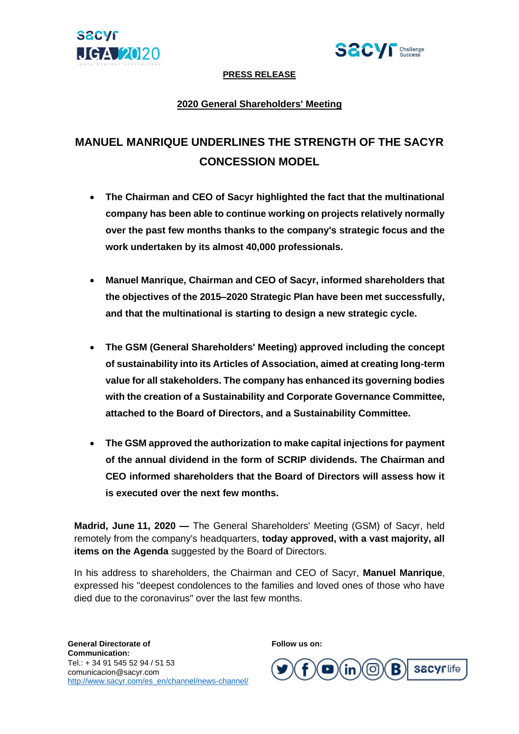**PRESS RELEASE**

**2020 General Shareholders' Meeting**

# MANUEL MANRIQUE UNDERLINES THE STRENGTH OF THE SACYR CONCESSION MODEL

- **The Chairman and CEO of Sacyr highlighted the fact that the multinational company has been able to continue working on projects relatively normally over the past few months thanks to the company's strategic focus and the work undertaken by its almost 40,000 professionals.**

- **Manuel Manrique, Chairman and CEO of Sacyr, informed shareholders that the objectives of the 2015–2020 Strategic Plan have been met successfully, and that the multinational is starting to design a new strategic cycle.**

- **The GSM (General Shareholders' Meeting) approved including the concept of sustainability into its Articles of Association, aimed at creating long-term value for all stakeholders. The company has enhanced its governing bodies with the creation of a Sustainability and Corporate Governance Committee, attached to the Board of Directors, and a Sustainability Committee.**

- **The GSM approved the authorization to make capital injections for payment of the annual dividend in the form of SCRIP dividends. The Chairman and CEO informed shareholders that the Board of Directors will assess how it is executed over the next few months.**

**Madrid, June 11, 2020 —** The General Shareholders' Meeting (GSM) of Sacyr, held remotely from the company's headquarters, **today approved, with a vast majority, all items on the Agenda** suggested by the Board of Directors.

In his address to shareholders, the Chairman and CEO of Sacyr, **Manuel Manrique**, expressed his "deepest condolences to the families and loved ones of those who have died due to the coronavirus" over the last few months.

**General Directorate of Communication:**
Tel.: + 34 91 545 52 94 / 51 53
comunicacion@sacyr.com
http://www.sacyr.com/es_en/channel/news-channel/

**Follow us on:**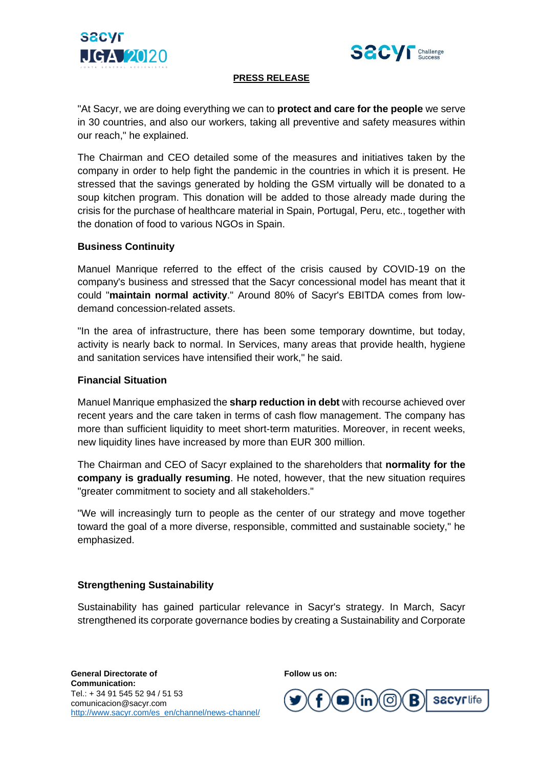**PRESS RELEASE**

"At Sacyr, we are doing everything we can to **protect and care for the people** we serve in 30 countries, and also our workers, taking all preventive and safety measures within our reach," he explained.

The Chairman and CEO detailed some of the measures and initiatives taken by the company in order to help fight the pandemic in the countries in which it is present. He stressed that the savings generated by holding the GSM virtually will be donated to a soup kitchen program. This donation will be added to those already made during the crisis for the purchase of healthcare material in Spain, Portugal, Peru, etc., together with the donation of food to various NGOs in Spain.

### Business Continuity

Manuel Manrique referred to the effect of the crisis caused by COVID-19 on the company's business and stressed that the Sacyr concessional model has meant that it could "**maintain normal activity**." Around 80% of Sacyr's EBITDA comes from low-demand concession-related assets.

"In the area of infrastructure, there has been some temporary downtime, but today, activity is nearly back to normal. In Services, many areas that provide health, hygiene and sanitation services have intensified their work," he said.

### Financial Situation

Manuel Manrique emphasized the **sharp reduction in debt** with recourse achieved over recent years and the care taken in terms of cash flow management. The company has more than sufficient liquidity to meet short-term maturities. Moreover, in recent weeks, new liquidity lines have increased by more than EUR 300 million.

The Chairman and CEO of Sacyr explained to the shareholders that **normality for the company is gradually resuming**. He noted, however, that the new situation requires "greater commitment to society and all stakeholders."

"We will increasingly turn to people as the center of our strategy and move together toward the goal of a more diverse, responsible, committed and sustainable society," he emphasized.

### Strengthening Sustainability

Sustainability has gained particular relevance in Sacyr's strategy. In March, Sacyr strengthened its corporate governance bodies by creating a Sustainability and Corporate

**General Directorate of Communication:**
Tel.: + 34 91 545 52 94 / 51 53
comunicacion@sacyr.com
http://www.sacyr.com/es_en/channel/news-channel/

**Follow us on:**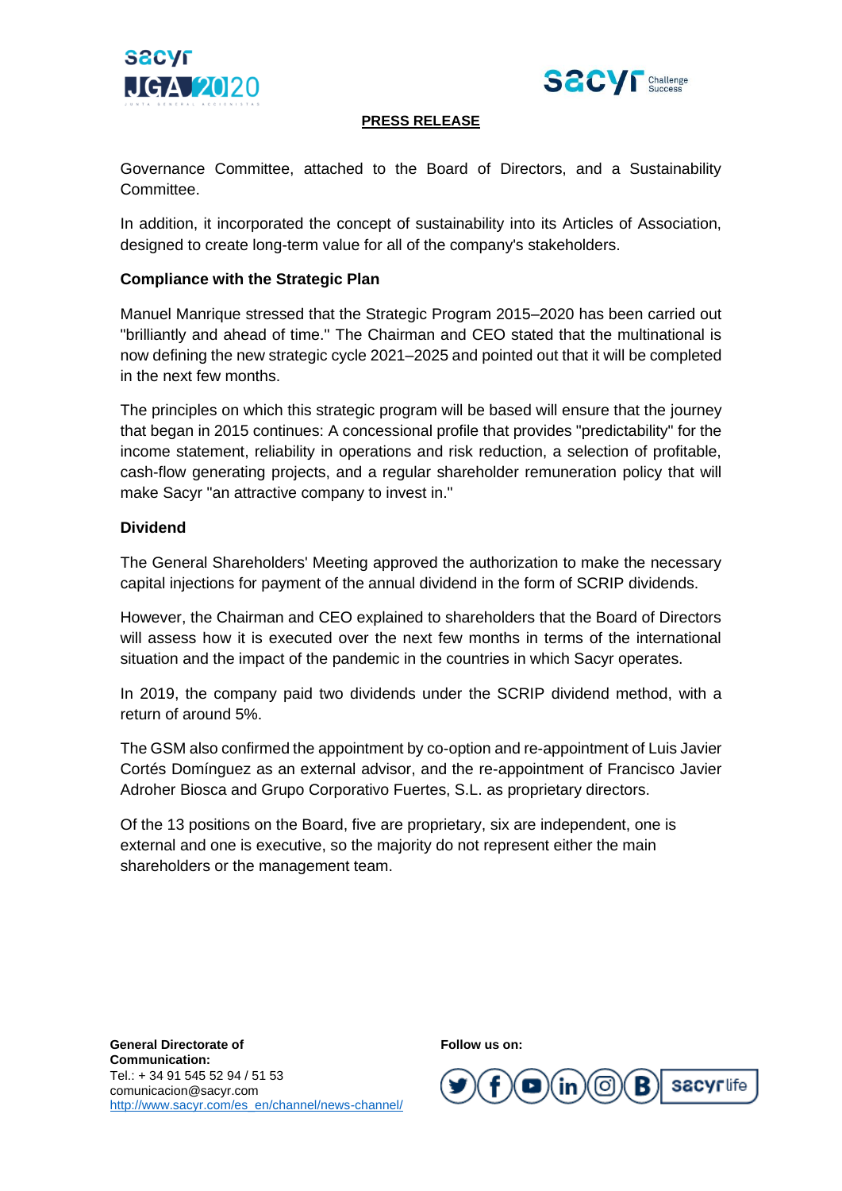Governance Committee, attached to the Board of Directors, and a Sustainability Committee.

In addition, it incorporated the concept of sustainability into its Articles of Association, designed to create long-term value for all of the company's stakeholders.

**Compliance with the Strategic Plan**

Manuel Manrique stressed that the Strategic Program 2015–2020 has been carried out "brilliantly and ahead of time." The Chairman and CEO stated that the multinational is now defining the new strategic cycle 2021–2025 and pointed out that it will be completed in the next few months.

The principles on which this strategic program will be based will ensure that the journey that began in 2015 continues: A concessional profile that provides "predictability" for the income statement, reliability in operations and risk reduction, a selection of profitable, cash-flow generating projects, and a regular shareholder remuneration policy that will make Sacyr "an attractive company to invest in."

**Dividend**

The General Shareholders' Meeting approved the authorization to make the necessary capital injections for payment of the annual dividend in the form of SCRIP dividends.

However, the Chairman and CEO explained to shareholders that the Board of Directors will assess how it is executed over the next few months in terms of the international situation and the impact of the pandemic in the countries in which Sacyr operates.

In 2019, the company paid two dividends under the SCRIP dividend method, with a return of around 5%.

The GSM also confirmed the appointment by co-option and re-appointment of Luis Javier Cortés Domínguez as an external advisor, and the re-appointment of Francisco Javier Adroher Biosca and Grupo Corporativo Fuertes, S.L. as proprietary directors.

Of the 13 positions on the Board, five are proprietary, six are independent, one is external and one is executive, so the majority do not represent either the main shareholders or the management team.

**General Directorate of Communication:**
Tel.: + 34 91 545 52 94 / 51 53
comunicacion@sacyr.com
http://www.sacyr.com/es_en/channel/news-channel/

**Follow us on:**